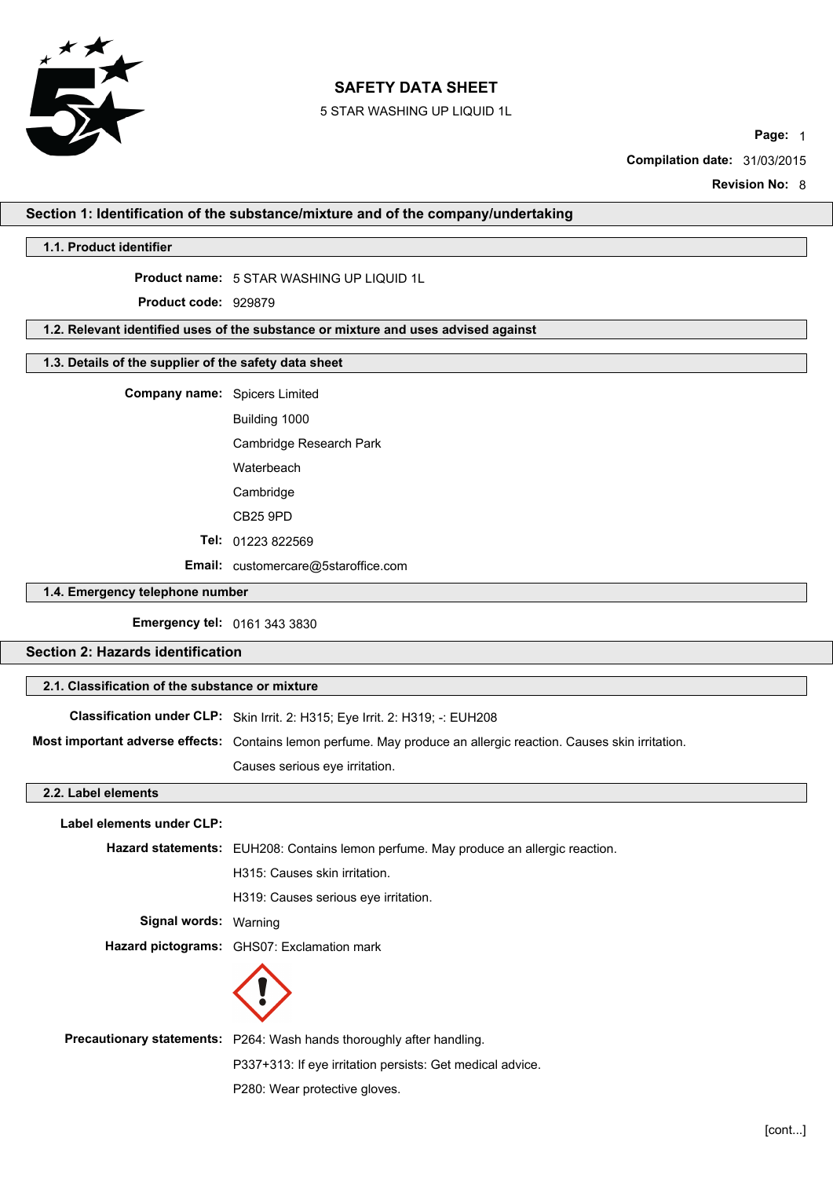# SAFETY DATA SHEET

5 STAR WASHING UP LIQUID 1L

**Compilation date:** 31/03/2015

**Revision No:** 8

## Section 1: Identification of the substance/mixture and of the company/undertaking

### 1.1. Product identifier

**Product name:** 5 STAR WASHING UP LIQUID 1L

**Product code:** 929879

### 1.2. Relevant identified uses of the substance or mixture and uses advised against

### 1.3. Details of the supplier of the safety data sheet

**Company name:** Spicers Limited
Building 1000
Cambridge Research Park
Waterbeach
Cambridge
CB25 9PD

**Tel:** 01223 822569

**Email:** customercare@5staroffice.com

### 1.4. Emergency telephone number

**Emergency tel:** 0161 343 3830

## Section 2: Hazards identification

### 2.1. Classification of the substance or mixture

**Classification under CLP:** Skin Irrit. 2: H315; Eye Irrit. 2: H319; -: EUH208

**Most important adverse effects:** Contains lemon perfume. May produce an allergic reaction. Causes skin irritation. Causes serious eye irritation.

### 2.2. Label elements

**Label elements under CLP:**

**Hazard statements:** EUH208: Contains lemon perfume. May produce an allergic reaction.
H315: Causes skin irritation.
H319: Causes serious eye irritation.

**Signal words:** Warning

**Hazard pictograms:** GHS07: Exclamation mark

**Precautionary statements:** P264: Wash hands thoroughly after handling.
P337+313: If eye irritation persists: Get medical advice.
P280: Wear protective gloves.

[cont...]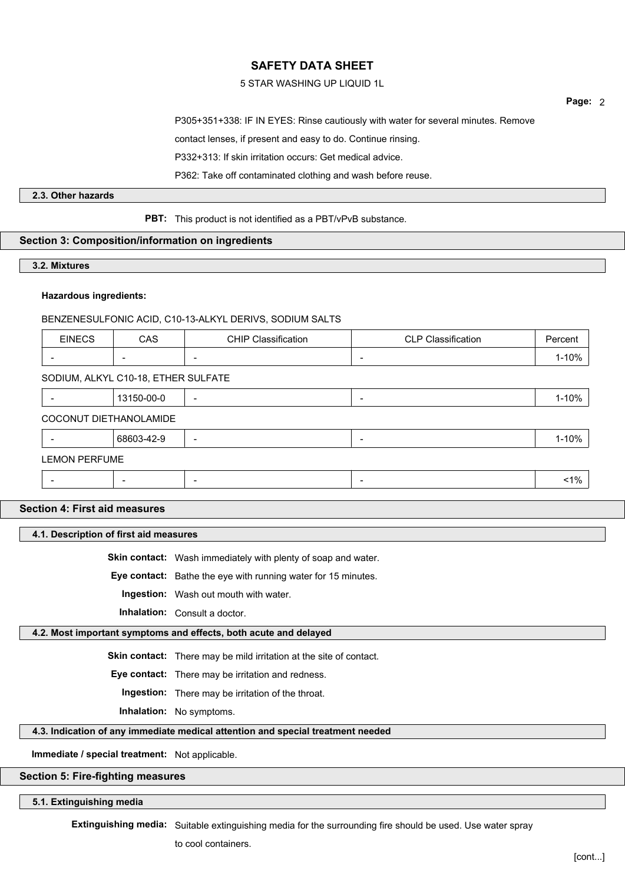P305+351+338: IF IN EYES: Rinse cautiously with water for several minutes. Remove contact lenses, if present and easy to do. Continue rinsing.

P332+313: If skin irritation occurs: Get medical advice.

P362: Take off contaminated clothing and wash before reuse.

### 2.3. Other hazards

**PBT:** This product is not identified as a PBT/vPvB substance.

## Section 3: Composition/information on ingredients

### 3.2. Mixtures

**Hazardous ingredients:**

BENZENESULFONIC ACID, C10-13-ALKYL DERIVS, SODIUM SALTS

| EINECS | CAS | CHIP Classification | CLP Classification | Percent |
|---|---|---|---|---|
| - | - | - | - | 1-10% |

SODIUM, ALKYL C10-18, ETHER SULFATE

| EINECS | CAS | CHIP Classification | CLP Classification | Percent |
|---|---|---|---|---|
| - | 13150-00-0 | - | - | 1-10% |

COCONUT DIETHANOLAMIDE

| EINECS | CAS | CHIP Classification | CLP Classification | Percent |
|---|---|---|---|---|
| - | 68603-42-9 | - | - | 1-10% |

LEMON PERFUME

| EINECS | CAS | CHIP Classification | CLP Classification | Percent |
|---|---|---|---|---|
| - | - | - | - | <1% |

## Section 4: First aid measures

### 4.1. Description of first aid measures

**Skin contact:** Wash immediately with plenty of soap and water.

**Eye contact:** Bathe the eye with running water for 15 minutes.

**Ingestion:** Wash out mouth with water.

**Inhalation:** Consult a doctor.

### 4.2. Most important symptoms and effects, both acute and delayed

**Skin contact:** There may be mild irritation at the site of contact.

**Eye contact:** There may be irritation and redness.

**Ingestion:** There may be irritation of the throat.

**Inhalation:** No symptoms.

### 4.3. Indication of any immediate medical attention and special treatment needed

**Immediate / special treatment:** Not applicable.

## Section 5: Fire-fighting measures

### 5.1. Extinguishing media

**Extinguishing media:** Suitable extinguishing media for the surrounding fire should be used. Use water spray to cool containers.

[cont...]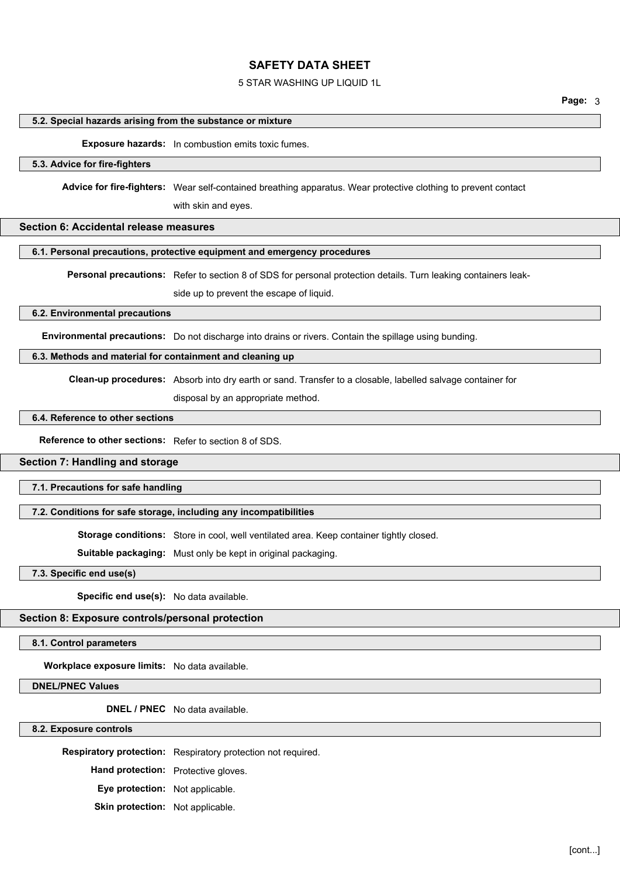### 5.2. Special hazards arising from the substance or mixture

**Exposure hazards:** In combustion emits toxic fumes.

### 5.3. Advice for fire-fighters

**Advice for fire-fighters:** Wear self-contained breathing apparatus. Wear protective clothing to prevent contact with skin and eyes.

## Section 6: Accidental release measures

### 6.1. Personal precautions, protective equipment and emergency procedures

**Personal precautions:** Refer to section 8 of SDS for personal protection details. Turn leaking containers leak-side up to prevent the escape of liquid.

### 6.2. Environmental precautions

**Environmental precautions:** Do not discharge into drains or rivers. Contain the spillage using bunding.

### 6.3. Methods and material for containment and cleaning up

**Clean-up procedures:** Absorb into dry earth or sand. Transfer to a closable, labelled salvage container for disposal by an appropriate method.

### 6.4. Reference to other sections

**Reference to other sections:** Refer to section 8 of SDS.

## Section 7: Handling and storage

### 7.1. Precautions for safe handling

### 7.2. Conditions for safe storage, including any incompatibilities

**Storage conditions:** Store in cool, well ventilated area. Keep container tightly closed.

**Suitable packaging:** Must only be kept in original packaging.

### 7.3. Specific end use(s)

**Specific end use(s):** No data available.

## Section 8: Exposure controls/personal protection

### 8.1. Control parameters

**Workplace exposure limits:** No data available.

### DNEL/PNEC Values

**DNEL / PNEC** No data available.

### 8.2. Exposure controls

**Respiratory protection:** Respiratory protection not required.

**Hand protection:** Protective gloves.

**Eye protection:** Not applicable.

**Skin protection:** Not applicable.

[cont...]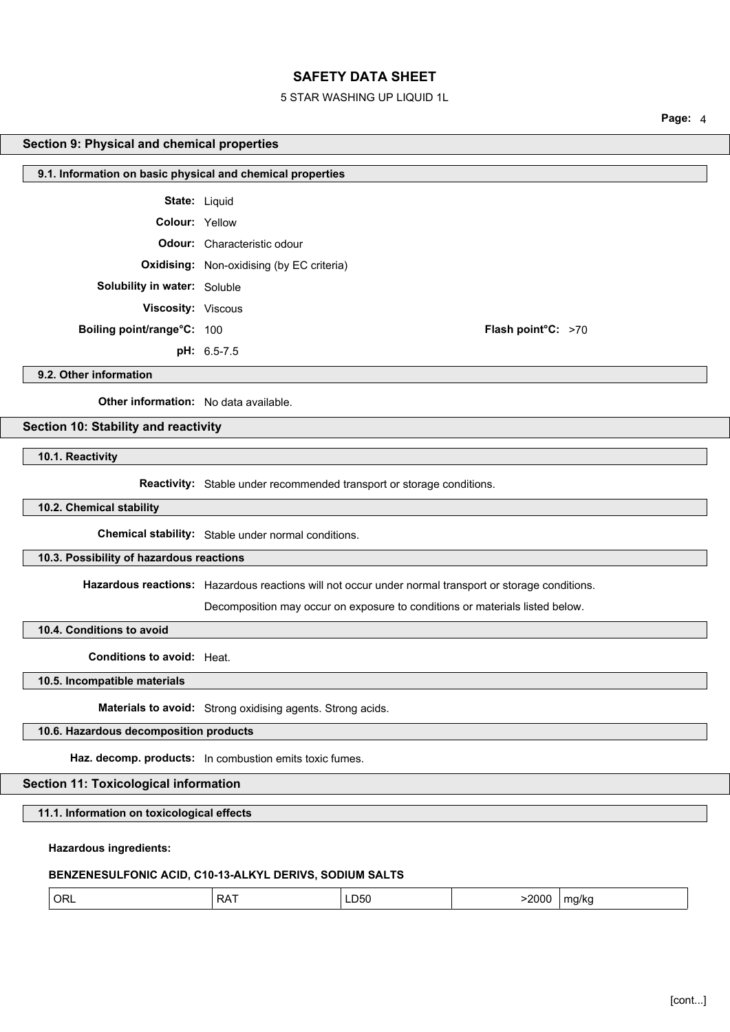## Section 9: Physical and chemical properties

### 9.1. Information on basic physical and chemical properties

**State:** Liquid

**Colour:** Yellow

**Odour:** Characteristic odour

**Oxidising:** Non-oxidising (by EC criteria)

**Solubility in water:** Soluble

**Viscosity:** Viscous

**Boiling point/range°C:** 100 **Flash point°C:** >70

**pH:** 6.5-7.5

### 9.2. Other information

**Other information:** No data available.

## Section 10: Stability and reactivity

### 10.1. Reactivity

**Reactivity:** Stable under recommended transport or storage conditions.

### 10.2. Chemical stability

**Chemical stability:** Stable under normal conditions.

### 10.3. Possibility of hazardous reactions

**Hazardous reactions:** Hazardous reactions will not occur under normal transport or storage conditions.

Decomposition may occur on exposure to conditions or materials listed below.

### 10.4. Conditions to avoid

**Conditions to avoid:** Heat.

### 10.5. Incompatible materials

**Materials to avoid:** Strong oxidising agents. Strong acids.

### 10.6. Hazardous decomposition products

**Haz. decomp. products:** In combustion emits toxic fumes.

## Section 11: Toxicological information

### 11.1. Information on toxicological effects

**Hazardous ingredients:**

**BENZENESULFONIC ACID, C10-13-ALKYL DERIVS, SODIUM SALTS**

| | | | | |
|---|---|---|---|---|
| ORL | RAT | LD50 | >2000 | mg/kg |

[cont...]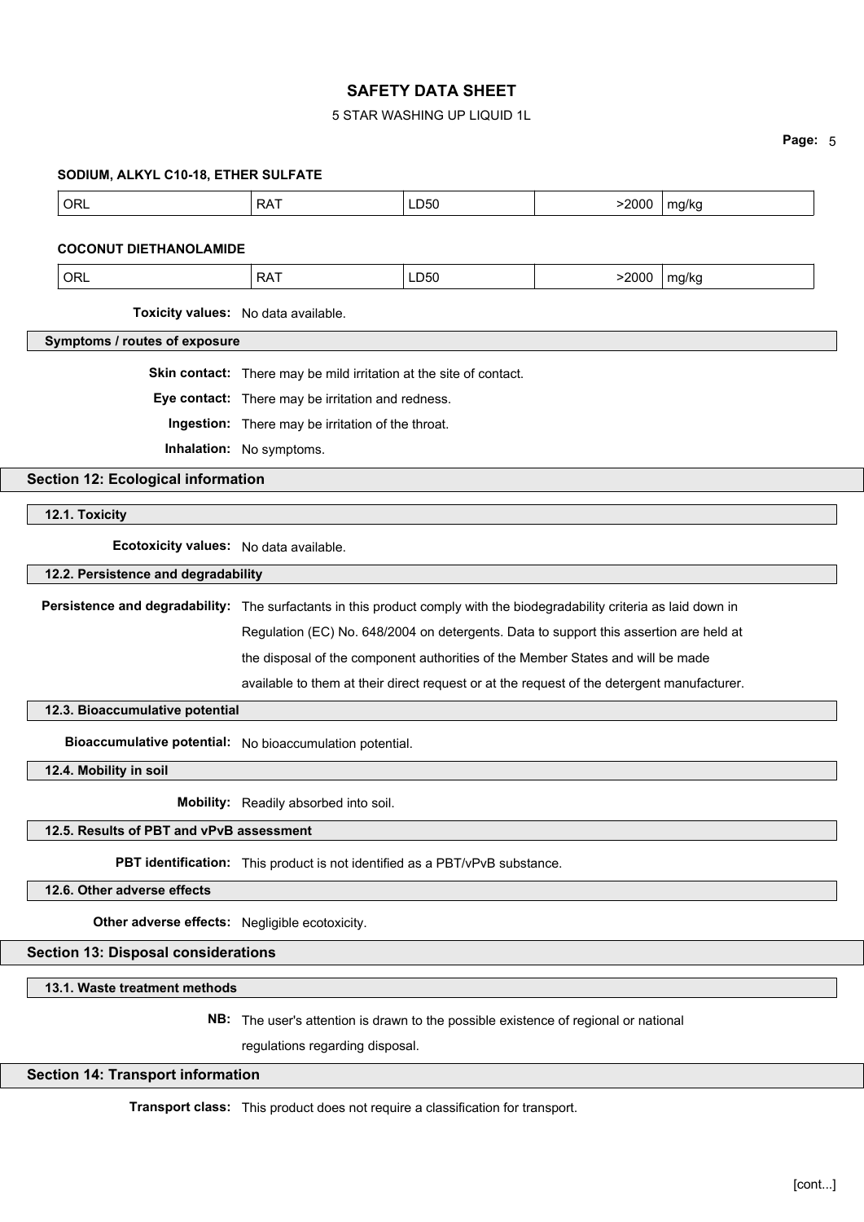**SODIUM, ALKYL C10-18, ETHER SULFATE**

| ORL | RAT | LD50 | >2000 | mg/kg |
|---|---|---|---|---|

**COCONUT DIETHANOLAMIDE**

| ORL | RAT | LD50 | >2000 | mg/kg |
|---|---|---|---|---|

**Toxicity values:** No data available.

### Symptoms / routes of exposure

**Skin contact:** There may be mild irritation at the site of contact.

**Eye contact:** There may be irritation and redness.

**Ingestion:** There may be irritation of the throat.

**Inhalation:** No symptoms.

## Section 12: Ecological information

### 12.1. Toxicity

**Ecotoxicity values:** No data available.

### 12.2. Persistence and degradability

**Persistence and degradability:** The surfactants in this product comply with the biodegradability criteria as laid down in Regulation (EC) No. 648/2004 on detergents. Data to support this assertion are held at the disposal of the component authorities of the Member States and will be made available to them at their direct request or at the request of the detergent manufacturer.

### 12.3. Bioaccumulative potential

**Bioaccumulative potential:** No bioaccumulation potential.

### 12.4. Mobility in soil

**Mobility:** Readily absorbed into soil.

### 12.5. Results of PBT and vPvB assessment

**PBT identification:** This product is not identified as a PBT/vPvB substance.

### 12.6. Other adverse effects

**Other adverse effects:** Negligible ecotoxicity.

## Section 13: Disposal considerations

### 13.1. Waste treatment methods

**NB:** The user's attention is drawn to the possible existence of regional or national regulations regarding disposal.

## Section 14: Transport information

**Transport class:** This product does not require a classification for transport.

[cont...]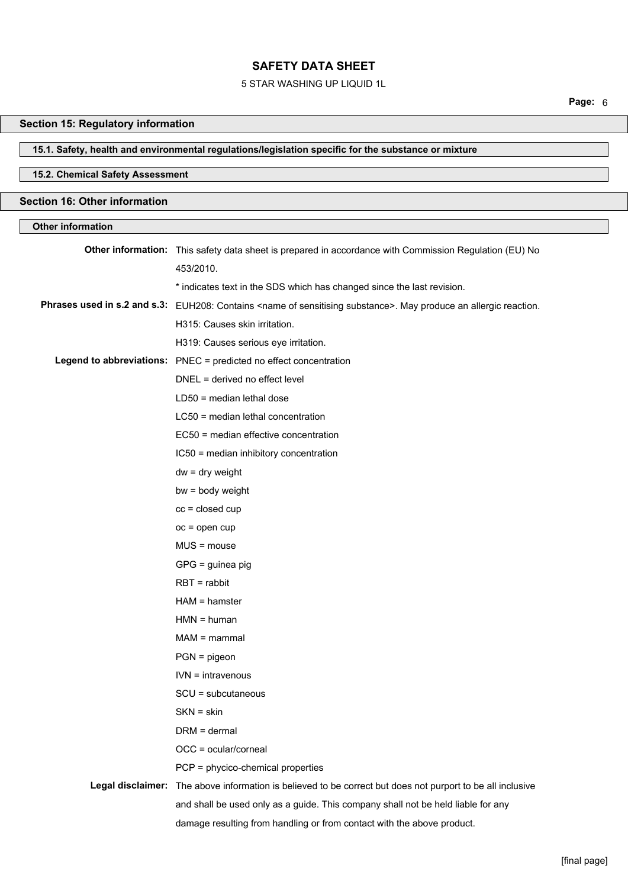## Section 15: Regulatory information

### 15.1. Safety, health and environmental regulations/legislation specific for the substance or mixture

### 15.2. Chemical Safety Assessment

## Section 16: Other information

### Other information

**Other information:** This safety data sheet is prepared in accordance with Commission Regulation (EU) No 453/2010.

* indicates text in the SDS which has changed since the last revision.

**Phrases used in s.2 and s.3:** EUH208: Contains <name of sensitising substance>. May produce an allergic reaction.

H315: Causes skin irritation.

H319: Causes serious eye irritation.

**Legend to abbreviations:** PNEC = predicted no effect concentration

DNEL = derived no effect level

LD50 = median lethal dose

LC50 = median lethal concentration

EC50 = median effective concentration

IC50 = median inhibitory concentration

dw = dry weight

bw = body weight

cc = closed cup

oc = open cup

MUS = mouse

GPG = guinea pig

RBT = rabbit

HAM = hamster

HMN = human

MAM = mammal

PGN = pigeon

IVN = intravenous

SCU = subcutaneous

SKN = skin

DRM = dermal

OCC = ocular/corneal

PCP = phycico-chemical properties

**Legal disclaimer:** The above information is believed to be correct but does not purport to be all inclusive and shall be used only as a guide. This company shall not be held liable for any damage resulting from handling or from contact with the above product.

[final page]